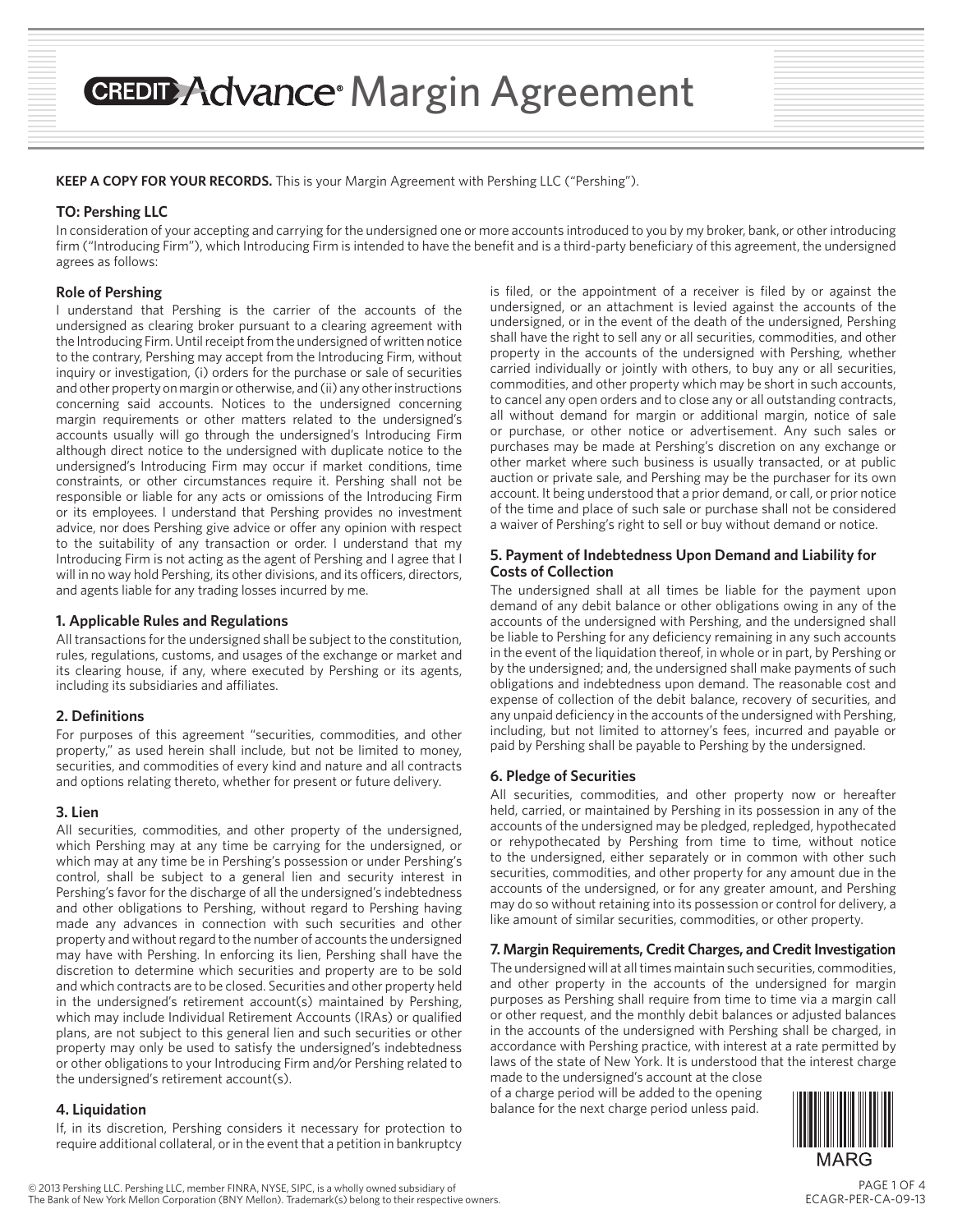# CREDIT Advance® Margin Agreement

**KEEP A COPY FOR YOUR RECORDS.** This is your Margin Agreement with Pershing LLC ("Pershing").

**TO: Pershing LLC**

In consideration of your accepting and carrying for the undersigned one or more accounts introduced to you by my broker, bank, or other introducing firm ("Introducing Firm"), which Introducing Firm is intended to have the benefit and is a third-party beneficiary of this agreement, the undersigned agrees as follows:

### Role of Pershing

I understand that Pershing is the carrier of the accounts of the undersigned as clearing broker pursuant to a clearing agreement with the Introducing Firm. Until receipt from the undersigned of written notice to the contrary, Pershing may accept from the Introducing Firm, without inquiry or investigation, (i) orders for the purchase or sale of securities and other property on margin or otherwise, and (ii) any other instructions concerning said accounts. Notices to the undersigned concerning margin requirements or other matters related to the undersigned's accounts usually will go through the undersigned's Introducing Firm although direct notice to the undersigned with duplicate notice to the undersigned's Introducing Firm may occur if market conditions, time constraints, or other circumstances require it. Pershing shall not be responsible or liable for any acts or omissions of the Introducing Firm or its employees. I understand that Pershing provides no investment advice, nor does Pershing give advice or offer any opinion with respect to the suitability of any transaction or order. I understand that my Introducing Firm is not acting as the agent of Pershing and I agree that I will in no way hold Pershing, its other divisions, and its officers, directors, and agents liable for any trading losses incurred by me.

### 1. Applicable Rules and Regulations

All transactions for the undersigned shall be subject to the constitution, rules, regulations, customs, and usages of the exchange or market and its clearing house, if any, where executed by Pershing or its agents, including its subsidiaries and affiliates.

### 2. Definitions

For purposes of this agreement "securities, commodities, and other property," as used herein shall include, but not be limited to money, securities, and commodities of every kind and nature and all contracts and options relating thereto, whether for present or future delivery.

### 3. Lien

All securities, commodities, and other property of the undersigned, which Pershing may at any time be carrying for the undersigned, or which may at any time be in Pershing's possession or under Pershing's control, shall be subject to a general lien and security interest in Pershing's favor for the discharge of all the undersigned's indebtedness and other obligations to Pershing, without regard to Pershing having made any advances in connection with such securities and other property and without regard to the number of accounts the undersigned may have with Pershing. In enforcing its lien, Pershing shall have the discretion to determine which securities and property are to be sold and which contracts are to be closed. Securities and other property held in the undersigned's retirement account(s) maintained by Pershing, which may include Individual Retirement Accounts (IRAs) or qualified plans, are not subject to this general lien and such securities or other property may only be used to satisfy the undersigned's indebtedness or other obligations to your Introducing Firm and/or Pershing related to the undersigned's retirement account(s).

### 4. Liquidation

If, in its discretion, Pershing considers it necessary for protection to require additional collateral, or in the event that a petition in bankruptcy is filed, or the appointment of a receiver is filed by or against the undersigned, or an attachment is levied against the accounts of the undersigned, or in the event of the death of the undersigned, Pershing shall have the right to sell any or all securities, commodities, and other property in the accounts of the undersigned with Pershing, whether carried individually or jointly with others, to buy any or all securities, commodities, and other property which may be short in such accounts, to cancel any open orders and to close any or all outstanding contracts, all without demand for margin or additional margin, notice of sale or purchase, or other notice or advertisement. Any such sales or purchases may be made at Pershing's discretion on any exchange or other market where such business is usually transacted, or at public auction or private sale, and Pershing may be the purchaser for its own account. It being understood that a prior demand, or call, or prior notice of the time and place of such sale or purchase shall not be considered a waiver of Pershing's right to sell or buy without demand or notice.

### 5. Payment of Indebtedness Upon Demand and Liability for Costs of Collection

The undersigned shall at all times be liable for the payment upon demand of any debit balance or other obligations owing in any of the accounts of the undersigned with Pershing, and the undersigned shall be liable to Pershing for any deficiency remaining in any such accounts in the event of the liquidation thereof, in whole or in part, by Pershing or by the undersigned; and, the undersigned shall make payments of such obligations and indebtedness upon demand. The reasonable cost and expense of collection of the debit balance, recovery of securities, and any unpaid deficiency in the accounts of the undersigned with Pershing, including, but not limited to attorney's fees, incurred and payable or paid by Pershing shall be payable to Pershing by the undersigned.

### 6. Pledge of Securities

All securities, commodities, and other property now or hereafter held, carried, or maintained by Pershing in its possession in any of the accounts of the undersigned may be pledged, repledged, hypothecated or rehypothecated by Pershing from time to time, without notice to the undersigned, either separately or in common with other such securities, commodities, and other property for any amount due in the accounts of the undersigned, or for any greater amount, and Pershing may do so without retaining into its possession or control for delivery, a like amount of similar securities, commodities, or other property.

### 7. Margin Requirements, Credit Charges, and Credit Investigation

The undersigned will at all times maintain such securities, commodities, and other property in the accounts of the undersigned for margin purposes as Pershing shall require from time to time via a margin call or other request, and the monthly debit balances or adjusted balances in the accounts of the undersigned with Pershing shall be charged, in accordance with Pershing practice, with interest at a rate permitted by laws of the state of New York. It is understood that the interest charge made to the undersigned's account at the close of a charge period will be added to the opening balance for the next charge period unless paid.

MARG

© 2013 Pershing LLC. Pershing LLC, member FINRA, NYSE, SIPC, is a wholly owned subsidiary of The Bank of New York Mellon Corporation (BNY Mellon). Trademark(s) belong to their respective owners.

ECAGR-PER-CA-09-13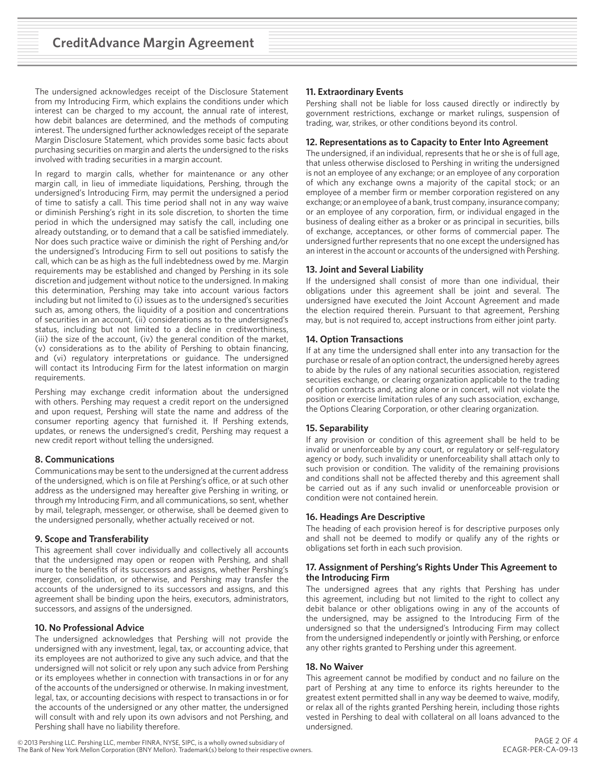The undersigned acknowledges receipt of the Disclosure Statement from my Introducing Firm, which explains the conditions under which interest can be charged to my account, the annual rate of interest, how debit balances are determined, and the methods of computing interest. The undersigned further acknowledges receipt of the separate Margin Disclosure Statement, which provides some basic facts about purchasing securities on margin and alerts the undersigned to the risks involved with trading securities in a margin account.

In regard to margin calls, whether for maintenance or any other margin call, in lieu of immediate liquidations, Pershing, through the undersigned's Introducing Firm, may permit the undersigned a period of time to satisfy a call. This time period shall not in any way waive or diminish Pershing's right in its sole discretion, to shorten the time period in which the undersigned may satisfy the call, including one already outstanding, or to demand that a call be satisfied immediately. Nor does such practice waive or diminish the right of Pershing and/or the undersigned's Introducing Firm to sell out positions to satisfy the call, which can be as high as the full indebtedness owed by me. Margin requirements may be established and changed by Pershing in its sole discretion and judgement without notice to the undersigned. In making this determination, Pershing may take into account various factors including but not limited to (i) issues as to the undersigned's securities such as, among others, the liquidity of a position and concentrations of securities in an account, (ii) considerations as to the undersigned's status, including but not limited to a decline in creditworthiness, (iii) the size of the account, (iv) the general condition of the market, (v) considerations as to the ability of Pershing to obtain financing, and (vi) regulatory interpretations or guidance. The undersigned will contact its Introducing Firm for the latest information on margin requirements.

Pershing may exchange credit information about the undersigned with others. Pershing may request a credit report on the undersigned and upon request, Pershing will state the name and address of the consumer reporting agency that furnished it. If Pershing extends, updates, or renews the undersigned's credit, Pershing may request a new credit report without telling the undersigned.

### 8. Communications

Communications may be sent to the undersigned at the current address of the undersigned, which is on file at Pershing's office, or at such other address as the undersigned may hereafter give Pershing in writing, or through my Introducing Firm, and all communications, so sent, whether by mail, telegraph, messenger, or otherwise, shall be deemed given to the undersigned personally, whether actually received or not.

### 9. Scope and Transferability

This agreement shall cover individually and collectively all accounts that the undersigned may open or reopen with Pershing, and shall inure to the benefits of its successors and assigns, whether Pershing's merger, consolidation, or otherwise, and Pershing may transfer the accounts of the undersigned to its successors and assigns, and this agreement shall be binding upon the heirs, executors, administrators, successors, and assigns of the undersigned.

### 10. No Professional Advice

The undersigned acknowledges that Pershing will not provide the undersigned with any investment, legal, tax, or accounting advice, that its employees are not authorized to give any such advice, and that the undersigned will not solicit or rely upon any such advice from Pershing or its employees whether in connection with transactions in or for any of the accounts of the undersigned or otherwise. In making investment, legal, tax, or accounting decisions with respect to transactions in or for the accounts of the undersigned or any other matter, the undersigned will consult with and rely upon its own advisors and not Pershing, and Pershing shall have no liability therefore.

### 11. Extraordinary Events

Pershing shall not be liable for loss caused directly or indirectly by government restrictions, exchange or market rulings, suspension of trading, war, strikes, or other conditions beyond its control.

### 12. Representations as to Capacity to Enter Into Agreement

The undersigned, if an individual, represents that he or she is of full age, that unless otherwise disclosed to Pershing in writing the undersigned is not an employee of any exchange; or an employee of any corporation of which any exchange owns a majority of the capital stock; or an employee of a member firm or member corporation registered on any exchange; or an employee of a bank, trust company, insurance company; or an employee of any corporation, firm, or individual engaged in the business of dealing either as a broker or as principal in securities, bills of exchange, acceptances, or other forms of commercial paper. The undersigned further represents that no one except the undersigned has an interest in the account or accounts of the undersigned with Pershing.

### 13. Joint and Several Liability

If the undersigned shall consist of more than one individual, their obligations under this agreement shall be joint and several. The undersigned have executed the Joint Account Agreement and made the election required therein. Pursuant to that agreement, Pershing may, but is not required to, accept instructions from either joint party.

### 14. Option Transactions

If at any time the undersigned shall enter into any transaction for the purchase or resale of an option contract, the undersigned hereby agrees to abide by the rules of any national securities association, registered securities exchange, or clearing organization applicable to the trading of option contracts and, acting alone or in concert, will not violate the position or exercise limitation rules of any such association, exchange, the Options Clearing Corporation, or other clearing organization.

### 15. Separability

If any provision or condition of this agreement shall be held to be invalid or unenforceable by any court, or regulatory or self-regulatory agency or body, such invalidity or unenforceability shall attach only to such provision or condition. The validity of the remaining provisions and conditions shall not be affected thereby and this agreement shall be carried out as if any such invalid or unenforceable provision or condition were not contained herein.

### 16. Headings Are Descriptive

The heading of each provision hereof is for descriptive purposes only and shall not be deemed to modify or qualify any of the rights or obligations set forth in each such provision.

### 17. Assignment of Pershing's Rights Under This Agreement to the Introducing Firm

The undersigned agrees that any rights that Pershing has under this agreement, including but not limited to the right to collect any debit balance or other obligations owing in any of the accounts of the undersigned, may be assigned to the Introducing Firm of the undersigned so that the undersigned's Introducing Firm may collect from the undersigned independently or jointly with Pershing, or enforce any other rights granted to Pershing under this agreement.

### 18. No Waiver

This agreement cannot be modified by conduct and no failure on the part of Pershing at any time to enforce its rights hereunder to the greatest extent permitted shall in any way be deemed to waive, modify, or relax all of the rights granted Pershing herein, including those rights vested in Pershing to deal with collateral on all loans advanced to the undersigned.

© 2013 Pershing LLC. Pershing LLC, member FINRA, NYSE, SIPC, is a wholly owned subsidiary of The Bank of New York Mellon Corporation (BNY Mellon). Trademark(s) belong to their respective owners.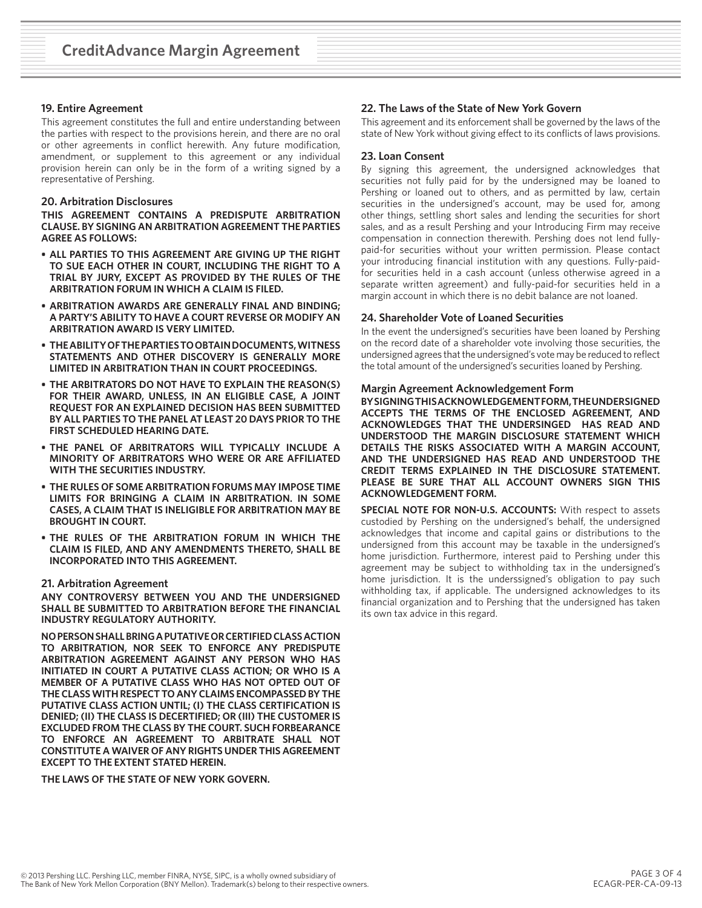## CreditAdvance Margin Agreement

### 19. Entire Agreement

This agreement constitutes the full and entire understanding between the parties with respect to the provisions herein, and there are no oral or other agreements in conflict herewith. Any future modification, amendment, or supplement to this agreement or any individual provision herein can only be in the form of a writing signed by a representative of Pershing.

### 20. Arbitration Disclosures

**THIS AGREEMENT CONTAINS A PREDISPUTE ARBITRATION CLAUSE. BY SIGNING AN ARBITRATION AGREEMENT THE PARTIES AGREE AS FOLLOWS:**

- **ALL PARTIES TO THIS AGREEMENT ARE GIVING UP THE RIGHT TO SUE EACH OTHER IN COURT, INCLUDING THE RIGHT TO A TRIAL BY JURY, EXCEPT AS PROVIDED BY THE RULES OF THE ARBITRATION FORUM IN WHICH A CLAIM IS FILED.**
- **ARBITRATION AWARDS ARE GENERALLY FINAL AND BINDING; A PARTY'S ABILITY TO HAVE A COURT REVERSE OR MODIFY AN ARBITRATION AWARD IS VERY LIMITED.**
- **THE ABILITY OF THE PARTIES TO OBTAIN DOCUMENTS, WITNESS STATEMENTS AND OTHER DISCOVERY IS GENERALLY MORE LIMITED IN ARBITRATION THAN IN COURT PROCEEDINGS.**
- **THE ARBITRATORS DO NOT HAVE TO EXPLAIN THE REASON(S) FOR THEIR AWARD, UNLESS, IN AN ELIGIBLE CASE, A JOINT REQUEST FOR AN EXPLAINED DECISION HAS BEEN SUBMITTED BY ALL PARTIES TO THE PANEL AT LEAST 20 DAYS PRIOR TO THE FIRST SCHEDULED HEARING DATE.**
- **THE PANEL OF ARBITRATORS WILL TYPICALLY INCLUDE A MINORITY OF ARBITRATORS WHO WERE OR ARE AFFILIATED WITH THE SECURITIES INDUSTRY.**
- **THE RULES OF SOME ARBITRATION FORUMS MAY IMPOSE TIME LIMITS FOR BRINGING A CLAIM IN ARBITRATION. IN SOME CASES, A CLAIM THAT IS INELIGIBLE FOR ARBITRATION MAY BE BROUGHT IN COURT.**
- **THE RULES OF THE ARBITRATION FORUM IN WHICH THE CLAIM IS FILED, AND ANY AMENDMENTS THERETO, SHALL BE INCORPORATED INTO THIS AGREEMENT.**

### 21. Arbitration Agreement

**ANY CONTROVERSY BETWEEN YOU AND THE UNDERSIGNED SHALL BE SUBMITTED TO ARBITRATION BEFORE THE FINANCIAL INDUSTRY REGULATORY AUTHORITY.**

**NO PERSON SHALL BRING A PUTATIVE OR CERTIFIED CLASS ACTION TO ARBITRATION, NOR SEEK TO ENFORCE ANY PREDISPUTE ARBITRATION AGREEMENT AGAINST ANY PERSON WHO HAS INITIATED IN COURT A PUTATIVE CLASS ACTION; OR WHO IS A MEMBER OF A PUTATIVE CLASS WHO HAS NOT OPTED OUT OF THE CLASS WITH RESPECT TO ANY CLAIMS ENCOMPASSED BY THE PUTATIVE CLASS ACTION UNTIL; (I) THE CLASS CERTIFICATION IS DENIED; (II) THE CLASS IS DECERTIFIED; OR (III) THE CUSTOMER IS EXCLUDED FROM THE CLASS BY THE COURT. SUCH FORBEARANCE TO ENFORCE AN AGREEMENT TO ARBITRATE SHALL NOT CONSTITUTE A WAIVER OF ANY RIGHTS UNDER THIS AGREEMENT EXCEPT TO THE EXTENT STATED HEREIN.**

**THE LAWS OF THE STATE OF NEW YORK GOVERN.**

### 22. The Laws of the State of New York Govern

This agreement and its enforcement shall be governed by the laws of the state of New York without giving effect to its conflicts of laws provisions.

### 23. Loan Consent

By signing this agreement, the undersigned acknowledges that securities not fully paid for by the undersigned may be loaned to Pershing or loaned out to others, and as permitted by law, certain securities in the undersigned's account, may be used for, among other things, settling short sales and lending the securities for short sales, and as a result Pershing and your Introducing Firm may receive compensation in connection therewith. Pershing does not lend fully-paid-for securities without your written permission. Please contact your introducing financial institution with any questions. Fully-paid-for securities held in a cash account (unless otherwise agreed in a separate written agreement) and fully-paid-for securities held in a margin account in which there is no debit balance are not loaned.

### 24. Shareholder Vote of Loaned Securities

In the event the undersigned's securities have been loaned by Pershing on the record date of a shareholder vote involving those securities, the undersigned agrees that the undersigned's vote may be reduced to reflect the total amount of the undersigned's securities loaned by Pershing.

### Margin Agreement Acknowledgement Form

**BY SIGNING THIS ACKNOWLEDGEMENT FORM, THE UNDERSIGNED ACCEPTS THE TERMS OF THE ENCLOSED AGREEMENT, AND ACKNOWLEDGES THAT THE UNDERSINGED HAS READ AND UNDERSTOOD THE MARGIN DISCLOSURE STATEMENT WHICH DETAILS THE RISKS ASSOCIATED WITH A MARGIN ACCOUNT, AND THE UNDERSIGNED HAS READ AND UNDERSTOOD THE CREDIT TERMS EXPLAINED IN THE DISCLOSURE STATEMENT. PLEASE BE SURE THAT ALL ACCOUNT OWNERS SIGN THIS ACKNOWLEDGEMENT FORM.**

**SPECIAL NOTE FOR NON-U.S. ACCOUNTS:** With respect to assets custodied by Pershing on the undersigned's behalf, the undersigned acknowledges that income and capital gains or distributions to the undersigned from this account may be taxable in the undersigned's home jurisdiction. Furthermore, interest paid to Pershing under this agreement may be subject to withholding tax in the undersigned's home jurisdiction. It is the underssigned's obligation to pay such withholding tax, if applicable. The undersigned acknowledges to its financial organization and to Pershing that the undersigned has taken its own tax advice in this regard.

© 2013 Pershing LLC. Pershing LLC, member FINRA, NYSE, SIPC, is a wholly owned subsidiary of The Bank of New York Mellon Corporation (BNY Mellon). Trademark(s) belong to their respective owners.

ECAGR-PER-CA-09-13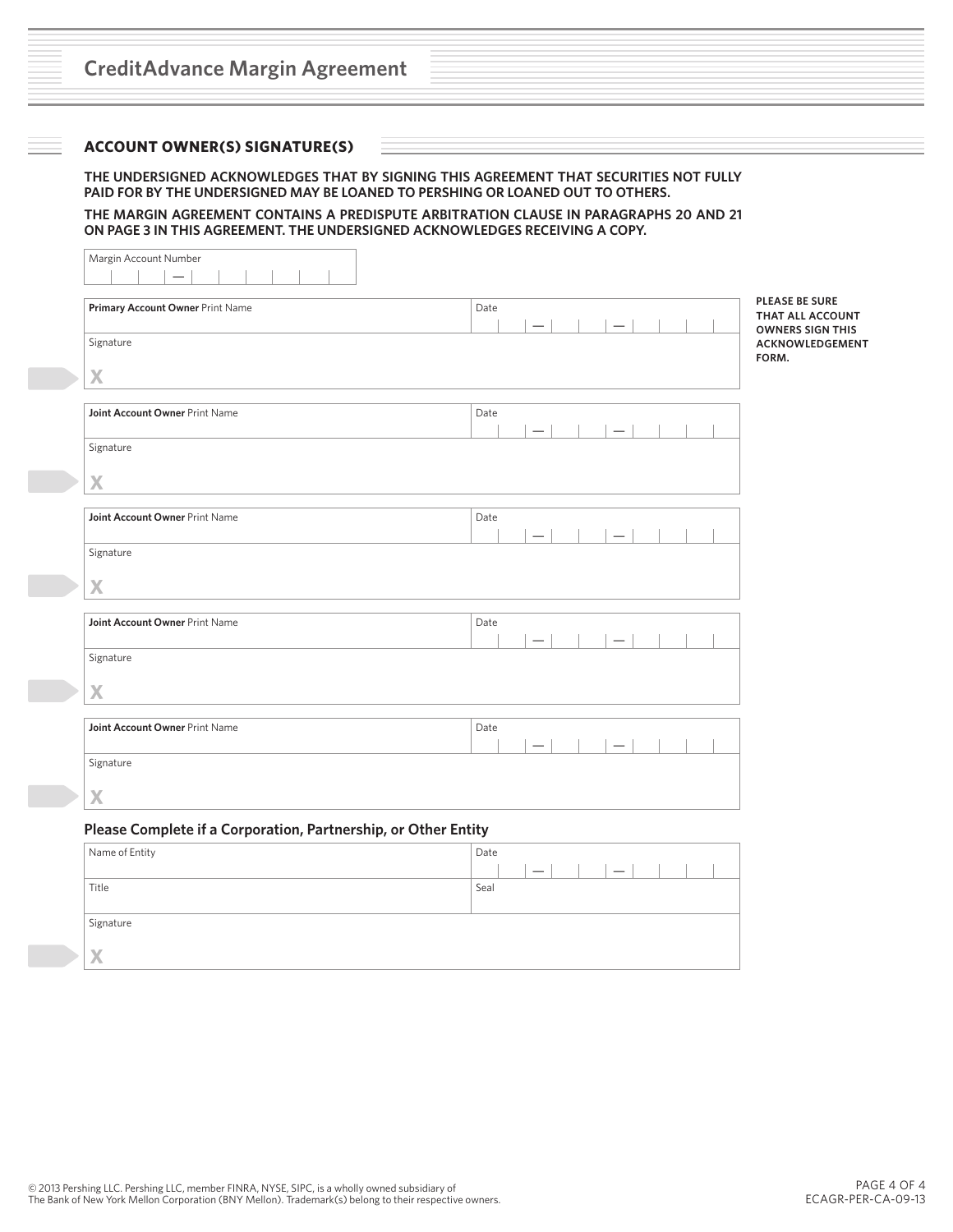# CreditAdvance Margin Agreement

## ACCOUNT OWNER(S) SIGNATURE(S)

**THE UNDERSIGNED ACKNOWLEDGES THAT BY SIGNING THIS AGREEMENT THAT SECURITIES NOT FULLY PAID FOR BY THE UNDERSIGNED MAY BE LOANED TO PERSHING OR LOANED OUT TO OTHERS.**

**THE MARGIN AGREEMENT CONTAINS A PREDISPUTE ARBITRATION CLAUSE IN PARAGRAPHS 20 AND 21 ON PAGE 3 IN THIS AGREEMENT. THE UNDERSIGNED ACKNOWLEDGES RECEIVING A COPY.**

**PLEASE BE SURE THAT ALL ACCOUNT OWNERS SIGN THIS ACKNOWLEDGEMENT FORM.**

Margin Account Number ___ — ___

| **Primary Account Owner** Print Name | Date — — |
|---|---|
| Signature X | |

| **Joint Account Owner** Print Name | Date — — |
|---|---|
| Signature X | |

| **Joint Account Owner** Print Name | Date — — |
|---|---|
| Signature X | |

| **Joint Account Owner** Print Name | Date — — |
|---|---|
| Signature X | |

| **Joint Account Owner** Print Name | Date — — |
|---|---|
| Signature X | |

### Please Complete if a Corporation, Partnership, or Other Entity

| Name of Entity | Date — — |
|---|---|
| Title | Seal |
| Signature X | |

© 2013 Pershing LLC. Pershing LLC, member FINRA, NYSE, SIPC, is a wholly owned subsidiary of The Bank of New York Mellon Corporation (BNY Mellon). Trademark(s) belong to their respective owners.

ECAGR-PER-CA-09-13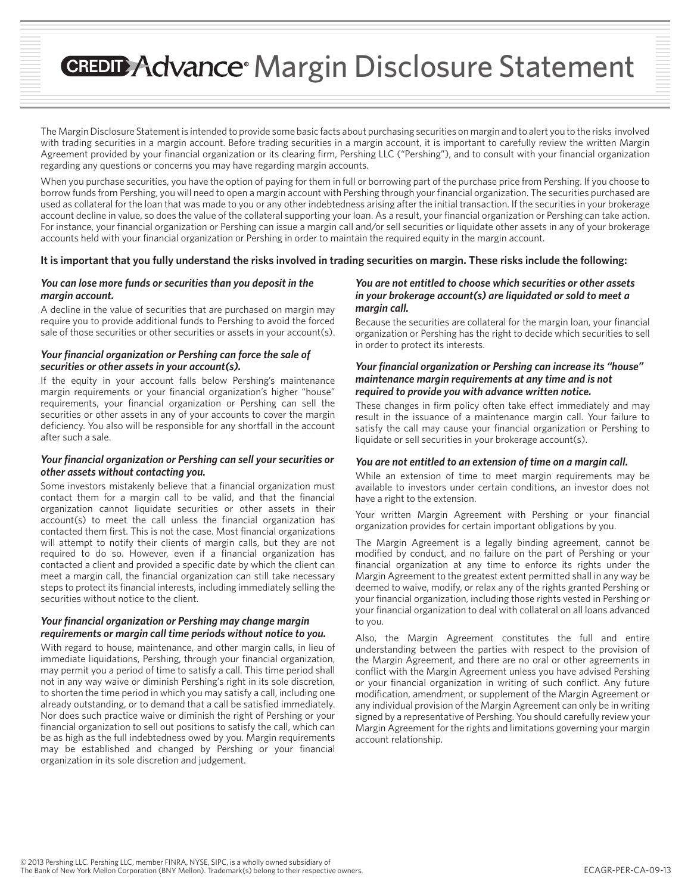# CREDIT Advance® Margin Disclosure Statement

The Margin Disclosure Statement is intended to provide some basic facts about purchasing securities on margin and to alert you to the risks involved with trading securities in a margin account. Before trading securities in a margin account, it is important to carefully review the written Margin Agreement provided by your financial organization or its clearing firm, Pershing LLC ("Pershing"), and to consult with your financial organization regarding any questions or concerns you may have regarding margin accounts.

When you purchase securities, you have the option of paying for them in full or borrowing part of the purchase price from Pershing. If you choose to borrow funds from Pershing, you will need to open a margin account with Pershing through your financial organization. The securities purchased are used as collateral for the loan that was made to you or any other indebtedness arising after the initial transaction. If the securities in your brokerage account decline in value, so does the value of the collateral supporting your loan. As a result, your financial organization or Pershing can take action. For instance, your financial organization or Pershing can issue a margin call and/or sell securities or liquidate other assets in any of your brokerage accounts held with your financial organization or Pershing in order to maintain the required equity in the margin account.

**It is important that you fully understand the risks involved in trading securities on margin. These risks include the following:**

***You can lose more funds or securities than you deposit in the margin account.***

A decline in the value of securities that are purchased on margin may require you to provide additional funds to Pershing to avoid the forced sale of those securities or other securities or assets in your account(s).

***Your financial organization or Pershing can force the sale of securities or other assets in your account(s).***

If the equity in your account falls below Pershing's maintenance margin requirements or your financial organization's higher "house" requirements, your financial organization or Pershing can sell the securities or other assets in any of your accounts to cover the margin deficiency. You also will be responsible for any shortfall in the account after such a sale.

***Your financial organization or Pershing can sell your securities or other assets without contacting you.***

Some investors mistakenly believe that a financial organization must contact them for a margin call to be valid, and that the financial organization cannot liquidate securities or other assets in their account(s) to meet the call unless the financial organization has contacted them first. This is not the case. Most financial organizations will attempt to notify their clients of margin calls, but they are not required to do so. However, even if a financial organization has contacted a client and provided a specific date by which the client can meet a margin call, the financial organization can still take necessary steps to protect its financial interests, including immediately selling the securities without notice to the client.

***Your financial organization or Pershing may change margin requirements or margin call time periods without notice to you.***

With regard to house, maintenance, and other margin calls, in lieu of immediate liquidations, Pershing, through your financial organization, may permit you a period of time to satisfy a call. This time period shall not in any way waive or diminish Pershing's right in its sole discretion, to shorten the time period in which you may satisfy a call, including one already outstanding, or to demand that a call be satisfied immediately. Nor does such practice waive or diminish the right of Pershing or your financial organization to sell out positions to satisfy the call, which can be as high as the full indebtedness owed by you. Margin requirements may be established and changed by Pershing or your financial organization in its sole discretion and judgement.

***You are not entitled to choose which securities or other assets in your brokerage account(s) are liquidated or sold to meet a margin call.***

Because the securities are collateral for the margin loan, your financial organization or Pershing has the right to decide which securities to sell in order to protect its interests.

***Your financial organization or Pershing can increase its "house" maintenance margin requirements at any time and is not required to provide you with advance written notice.***

These changes in firm policy often take effect immediately and may result in the issuance of a maintenance margin call. Your failure to satisfy the call may cause your financial organization or Pershing to liquidate or sell securities in your brokerage account(s).

***You are not entitled to an extension of time on a margin call.***

While an extension of time to meet margin requirements may be available to investors under certain conditions, an investor does not have a right to the extension.

Your written Margin Agreement with Pershing or your financial organization provides for certain important obligations by you.

The Margin Agreement is a legally binding agreement, cannot be modified by conduct, and no failure on the part of Pershing or your financial organization at any time to enforce its rights under the Margin Agreement to the greatest extent permitted shall in any way be deemed to waive, modify, or relax any of the rights granted Pershing or your financial organization, including those rights vested in Pershing or your financial organization to deal with collateral on all loans advanced to you.

Also, the Margin Agreement constitutes the full and entire understanding between the parties with respect to the provision of the Margin Agreement, and there are no oral or other agreements in conflict with the Margin Agreement unless you have advised Pershing or your financial organization in writing of such conflict. Any future modification, amendment, or supplement of the Margin Agreement or any individual provision of the Margin Agreement can only be in writing signed by a representative of Pershing. You should carefully review your Margin Agreement for the rights and limitations governing your margin account relationship.

© 2013 Pershing LLC. Pershing LLC, member FINRA, NYSE, SIPC, is a wholly owned subsidiary of The Bank of New York Mellon Corporation (BNY Mellon). Trademark(s) belong to their respective owners.

ECAGR-PER-CA-09-13